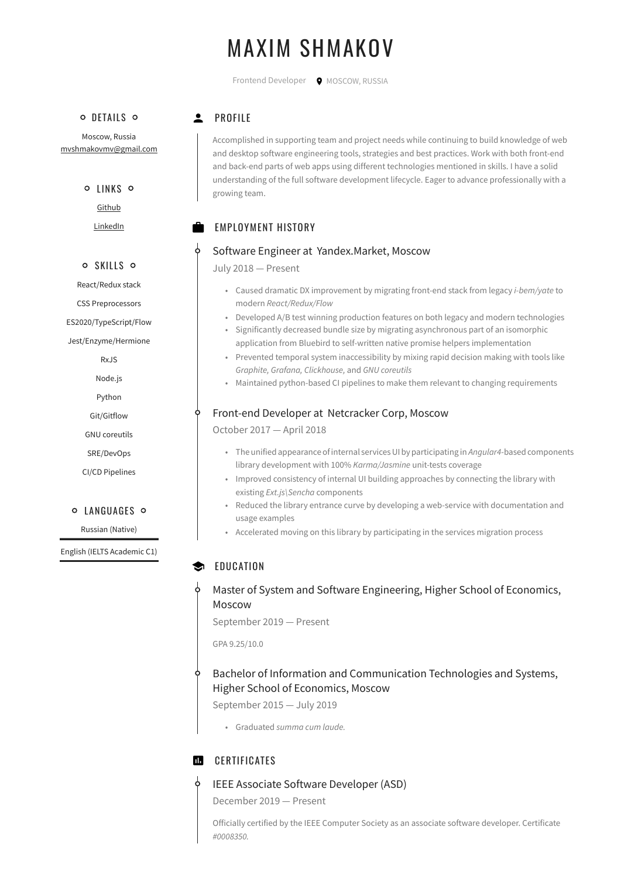# MAXIM SHMAKOV

Frontend Developer MOSCOW, RUSSIA

## DETAILS

Moscow, Russia
mvshmakovmv@gmail.com

## LINKS

Github

LinkedIn

## SKILLS

React/Redux stack

CSS Preprocessors

ES2020/TypeScript/Flow

Jest/Enzyme/Hermione

RxJS

Node.js

Python

Git/Gitflow

GNU coreutils

SRE/DevOps

CI/CD Pipelines

## LANGUAGES

Russian (Native)

English (IELTS Academic C1)

## PROFILE

Accomplished in supporting team and project needs while continuing to build knowledge of web and desktop software engineering tools, strategies and best practices. Work with both front-end and back-end parts of web apps using different technologies mentioned in skills. I have a solid understanding of the full software development lifecycle. Eager to advance professionally with a growing team.

## EMPLOYMENT HISTORY

### Software Engineer at Yandex.Market, Moscow

July 2018 — Present

- Caused dramatic DX improvement by migrating front-end stack from legacy *i-bem/yate* to modern *React/Redux/Flow*
- Developed A/B test winning production features on both legacy and modern technologies
- Significantly decreased bundle size by migrating asynchronous part of an isomorphic application from Bluebird to self-written native promise helpers implementation
- Prevented temporal system inaccessibility by mixing rapid decision making with tools like *Graphite, Grafana, Clickhouse,* and *GNU coreutils*
- Maintained python-based CI pipelines to make them relevant to changing requirements

### Front-end Developer at Netcracker Corp, Moscow

October 2017 — April 2018

- The unified appearance of internal services UI by participating in *Angular4*-based components library development with 100% *Karma/Jasmine* unit-tests coverage
- Improved consistency of internal UI building approaches by connecting the library with existing *Ext.js\Sencha* components
- Reduced the library entrance curve by developing a web-service with documentation and usage examples
- Accelerated moving on this library by participating in the services migration process

## EDUCATION

### Master of System and Software Engineering, Higher School of Economics, Moscow

September 2019 — Present

GPA 9.25/10.0

### Bachelor of Information and Communication Technologies and Systems, Higher School of Economics, Moscow

September 2015 — July 2019

- Graduated *summa cum laude.*

## CERTIFICATES

### IEEE Associate Software Developer (ASD)

December 2019 — Present

Officially certified by the IEEE Computer Society as an associate software developer. Certificate *#0008350.*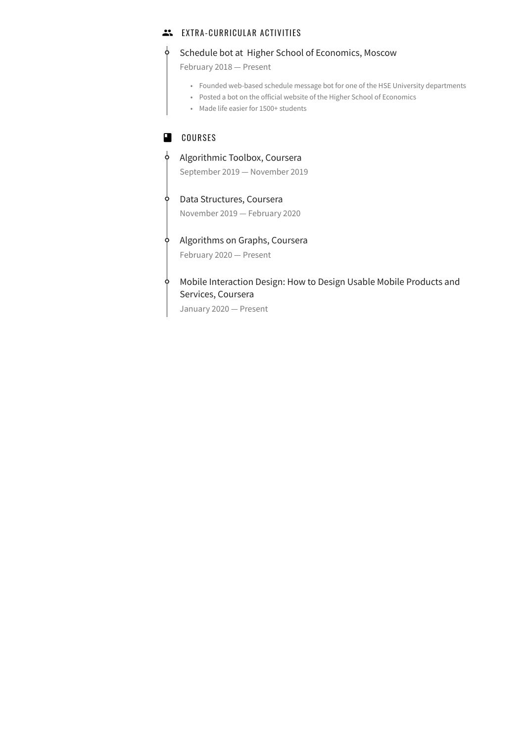## EXTRA-CURRICULAR ACTIVITIES

### Schedule bot at  Higher School of Economics, Moscow

February 2018 — Present

- Founded web-based schedule message bot for one of the HSE University departments
- Posted a bot on the official website of the Higher School of Economics
- Made life easier for 1500+ students

## COURSES

### Algorithmic Toolbox, Coursera

September 2019 — November 2019

### Data Structures, Coursera

November 2019 — February 2020

### Algorithms on Graphs, Coursera

February 2020 — Present

### Mobile Interaction Design: How to Design Usable Mobile Products and Services, Coursera

January 2020 — Present